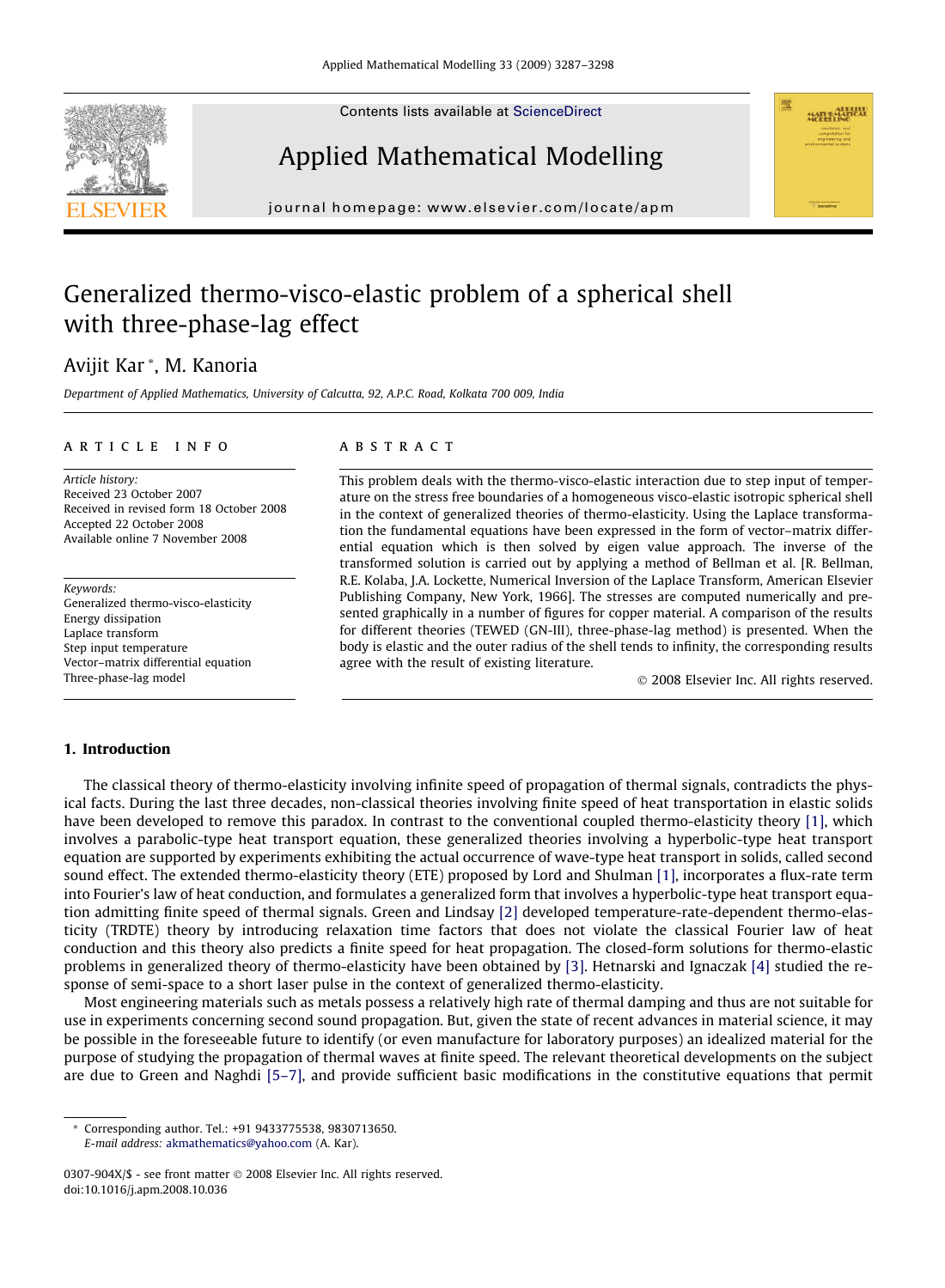# Generalized thermo-visco-elastic problem of a spherical shell with three-phase-lag effect

Avijit Kar *, M. Kanoria

*Department of Applied Mathematics, University of Calcutta, 92, A.P.C. Road, Kolkata 700 009, India*

## ARTICLE INFO

*Article history:*
Received 23 October 2007
Received in revised form 18 October 2008
Accepted 22 October 2008
Available online 7 November 2008

*Keywords:*
Generalized thermo-visco-elasticity
Energy dissipation
Laplace transform
Step input temperature
Vector–matrix differential equation
Three-phase-lag model

## ABSTRACT

This problem deals with the thermo-visco-elastic interaction due to step input of temperature on the stress free boundaries of a homogeneous visco-elastic isotropic spherical shell in the context of generalized theories of thermo-elasticity. Using the Laplace transformation the fundamental equations have been expressed in the form of vector–matrix differential equation which is then solved by eigen value approach. The inverse of the transformed solution is carried out by applying a method of Bellman et al. [R. Bellman, R.E. Kolaba, J.A. Lockette, Numerical Inversion of the Laplace Transform, American Elsevier Publishing Company, New York, 1966]. The stresses are computed numerically and presented graphically in a number of figures for copper material. A comparison of the results for different theories (TEWED (GN-III), three-phase-lag method) is presented. When the body is elastic and the outer radius of the shell tends to infinity, the corresponding results agree with the result of existing literature.

© 2008 Elsevier Inc. All rights reserved.

## 1. Introduction

The classical theory of thermo-elasticity involving infinite speed of propagation of thermal signals, contradicts the physical facts. During the last three decades, non-classical theories involving finite speed of heat transportation in elastic solids have been developed to remove this paradox. In contrast to the conventional coupled thermo-elasticity theory [1], which involves a parabolic-type heat transport equation, these generalized theories involving a hyperbolic-type heat transport equation are supported by experiments exhibiting the actual occurrence of wave-type heat transport in solids, called second sound effect. The extended thermo-elasticity theory (ETE) proposed by Lord and Shulman [1], incorporates a flux-rate term into Fourier's law of heat conduction, and formulates a generalized form that involves a hyperbolic-type heat transport equation admitting finite speed of thermal signals. Green and Lindsay [2] developed temperature-rate-dependent thermo-elasticity (TRDTE) theory by introducing relaxation time factors that does not violate the classical Fourier law of heat conduction and this theory also predicts a finite speed for heat propagation. The closed-form solutions for thermo-elastic problems in generalized theory of thermo-elasticity have been obtained by [3]. Hetnarski and Ignaczak [4] studied the response of semi-space to a short laser pulse in the context of generalized thermo-elasticity.

Most engineering materials such as metals possess a relatively high rate of thermal damping and thus are not suitable for use in experiments concerning second sound propagation. But, given the state of recent advances in material science, it may be possible in the foreseeable future to identify (or even manufacture for laboratory purposes) an idealized material for the purpose of studying the propagation of thermal waves at finite speed. The relevant theoretical developments on the subject are due to Green and Naghdi [5–7], and provide sufficient basic modifications in the constitutive equations that permit

\* Corresponding author. Tel.: +91 9433775538, 9830713650.
*E-mail address:* akmathematics@yahoo.com (A. Kar).

0307-904X/$ - see front matter © 2008 Elsevier Inc. All rights reserved.
doi:10.1016/j.apm.2008.10.036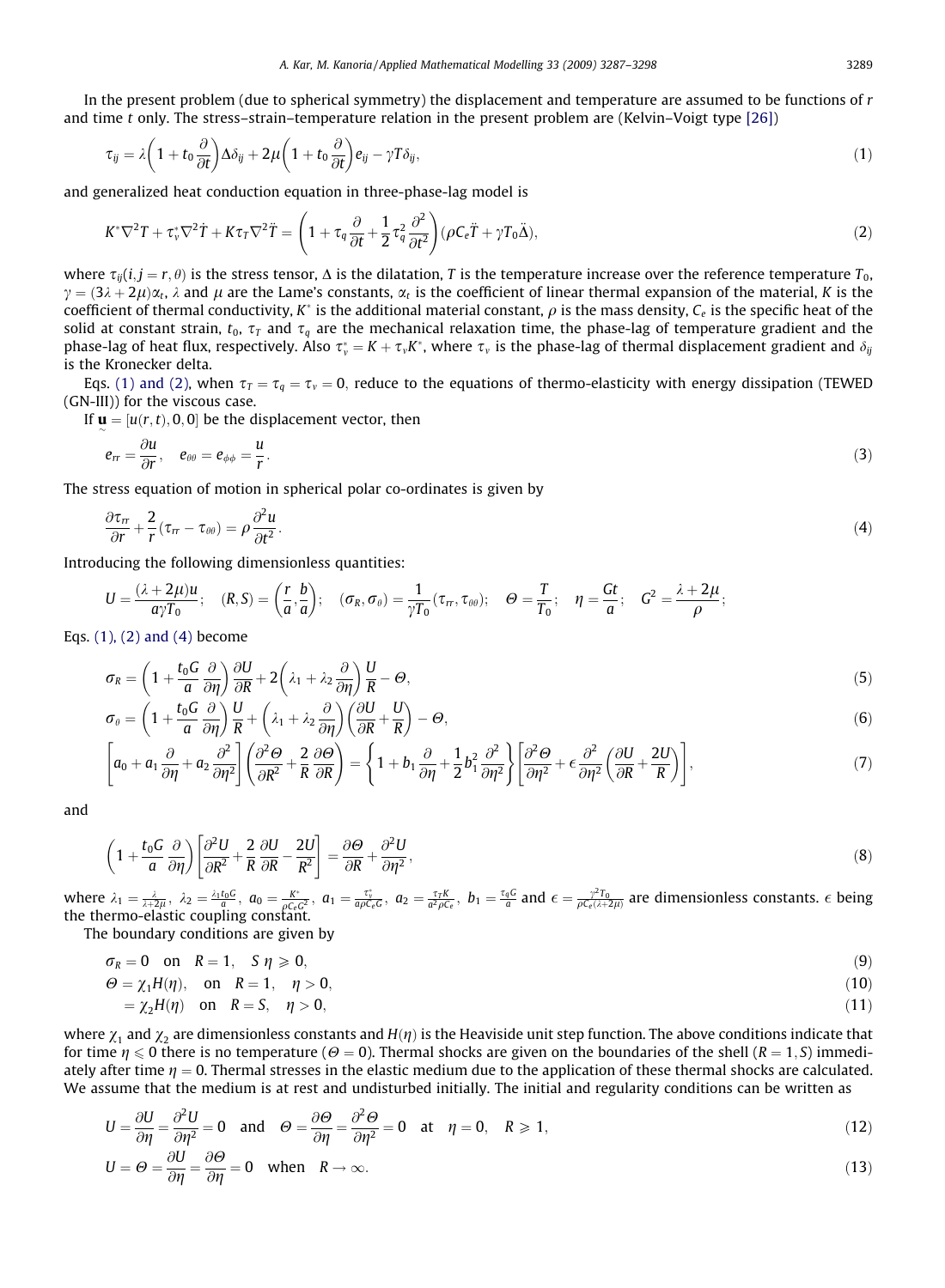In the present problem (due to spherical symmetry) the displacement and temperature are assumed to be functions of $r$ and time $t$ only. The stress–strain–temperature relation in the present problem are (Kelvin–Voigt type [26])

$$\tau_{ij} = \lambda\left(1 + t_0\frac{\partial}{\partial t}\right)\Delta\delta_{ij} + 2\mu\left(1 + t_0\frac{\partial}{\partial t}\right)e_{ij} - \gamma T\delta_{ij}, \tag{1}$$

and generalized heat conduction equation in three-phase-lag model is

$$K^*\nabla^2 T + \tau_v^*\nabla^2\dot{T} + K\tau_T\nabla^2\ddot{T} = \left(1 + \tau_q\frac{\partial}{\partial t} + \frac{1}{2}\tau_q^2\frac{\partial^2}{\partial t^2}\right)(\rho C_e\ddot{T} + \gamma T_0\ddot{\Delta}), \tag{2}$$

where $\tau_{ij}(i,j = r,\theta)$ is the stress tensor, $\Delta$ is the dilatation, $T$ is the temperature increase over the reference temperature $T_0$, $\gamma = (3\lambda + 2\mu)\alpha_t$, $\lambda$ and $\mu$ are the Lame's constants, $\alpha_t$ is the coefficient of linear thermal expansion of the material, $K$ is the coefficient of thermal conductivity, $K^*$ is the additional material constant, $\rho$ is the mass density, $C_e$ is the specific heat of the solid at constant strain, $t_0$, $\tau_T$ and $\tau_q$ are the mechanical relaxation time, the phase-lag of temperature gradient and the phase-lag of heat flux, respectively. Also $\tau_v^* = K + \tau_v K^*$, where $\tau_v$ is the phase-lag of thermal displacement gradient and $\delta_{ij}$ is the Kronecker delta.

Eqs. (1) and (2), when $\tau_T = \tau_q = \tau_v = 0$, reduce to the equations of thermo-elasticity with energy dissipation (TEWED (GN-III)) for the viscous case.

If $\underset{\sim}{\mathbf{u}} = [u(r,t), 0, 0]$ be the displacement vector, then

$$e_{rr} = \frac{\partial u}{\partial r}, \quad e_{\theta\theta} = e_{\phi\phi} = \frac{u}{r}. \tag{3}$$

The stress equation of motion in spherical polar co-ordinates is given by

$$\frac{\partial \tau_{rr}}{\partial r} + \frac{2}{r}(\tau_{rr} - \tau_{\theta\theta}) = \rho\frac{\partial^2 u}{\partial t^2}. \tag{4}$$

Introducing the following dimensionless quantities:

$$U = \frac{(\lambda + 2\mu)u}{a\gamma T_0}; \quad (R, S) = \left(\frac{r}{a}, \frac{b}{a}\right); \quad (\sigma_R, \sigma_\theta) = \frac{1}{\gamma T_0}(\tau_{rr}, \tau_{\theta\theta}); \quad \Theta = \frac{T}{T_0}; \quad \eta = \frac{Gt}{a}; \quad G^2 = \frac{\lambda + 2\mu}{\rho};$$

Eqs. (1), (2) and (4) become

$$\sigma_R = \left(1 + \frac{t_0 G}{a}\frac{\partial}{\partial\eta}\right)\frac{\partial U}{\partial R} + 2\left(\lambda_1 + \lambda_2\frac{\partial}{\partial\eta}\right)\frac{U}{R} - \Theta, \tag{5}$$

$$\sigma_\theta = \left(1 + \frac{t_0 G}{a}\frac{\partial}{\partial\eta}\right)\frac{U}{R} + \left(\lambda_1 + \lambda_2\frac{\partial}{\partial\eta}\right)\left(\frac{\partial U}{\partial R} + \frac{U}{R}\right) - \Theta, \tag{6}$$

$$\left[a_0 + a_1\frac{\partial}{\partial\eta} + a_2\frac{\partial^2}{\partial\eta^2}\right]\left(\frac{\partial^2\Theta}{\partial R^2} + \frac{2}{R}\frac{\partial\Theta}{\partial R}\right) = \left\{1 + b_1\frac{\partial}{\partial\eta} + \frac{1}{2}b_1^2\frac{\partial^2}{\partial\eta^2}\right\}\left[\frac{\partial^2\Theta}{\partial\eta^2} + \epsilon\frac{\partial^2}{\partial\eta^2}\left(\frac{\partial U}{\partial R} + \frac{2U}{R}\right)\right], \tag{7}$$

and

$$\left(1 + \frac{t_0 G}{a}\frac{\partial}{\partial\eta}\right)\left[\frac{\partial^2 U}{\partial R^2} + \frac{2}{R}\frac{\partial U}{\partial R} - \frac{2U}{R^2}\right] = \frac{\partial\Theta}{\partial R} + \frac{\partial^2 U}{\partial\eta^2}, \tag{8}$$

where $\lambda_1 = \frac{\lambda}{\lambda + 2\mu}$, $\lambda_2 = \frac{\lambda_1 t_0 G}{a}$, $a_0 = \frac{K^*}{\rho C_e G^2}$, $a_1 = \frac{\tau_v^*}{a\rho C_e G}$, $a_2 = \frac{\tau_T K}{a^2\rho C_e}$, $b_1 = \frac{\tau_q G}{a}$ and $\epsilon = \frac{\gamma^2 T_0}{\rho C_e(\lambda + 2\mu)}$ are dimensionless constants. $\epsilon$ being the thermo-elastic coupling constant.

The boundary conditions are given by

$$\sigma_R = 0 \quad \text{on} \quad R = 1, \quad S\ \eta \geqslant 0, \tag{9}$$

$$\Theta = \chi_1 H(\eta), \quad \text{on} \quad R = 1, \quad \eta > 0, \tag{10}$$

$$= \chi_2 H(\eta) \quad \text{on} \quad R = S, \quad \eta > 0, \tag{11}$$

where $\chi_1$ and $\chi_2$ are dimensionless constants and $H(\eta)$ is the Heaviside unit step function. The above conditions indicate that for time $\eta \leqslant 0$ there is no temperature ($\Theta = 0$). Thermal shocks are given on the boundaries of the shell ($R = 1, S$) immediately after time $\eta = 0$. Thermal stresses in the elastic medium due to the application of these thermal shocks are calculated. We assume that the medium is at rest and undisturbed initially. The initial and regularity conditions can be written as

$$U = \frac{\partial U}{\partial\eta} = \frac{\partial^2 U}{\partial\eta^2} = 0 \quad \text{and} \quad \Theta = \frac{\partial\Theta}{\partial\eta} = \frac{\partial^2\Theta}{\partial\eta^2} = 0 \quad \text{at} \quad \eta = 0, \quad R \geqslant 1, \tag{12}$$

$$U = \Theta = \frac{\partial U}{\partial\eta} = \frac{\partial\Theta}{\partial\eta} = 0 \quad \text{when} \quad R \to \infty. \tag{13}$$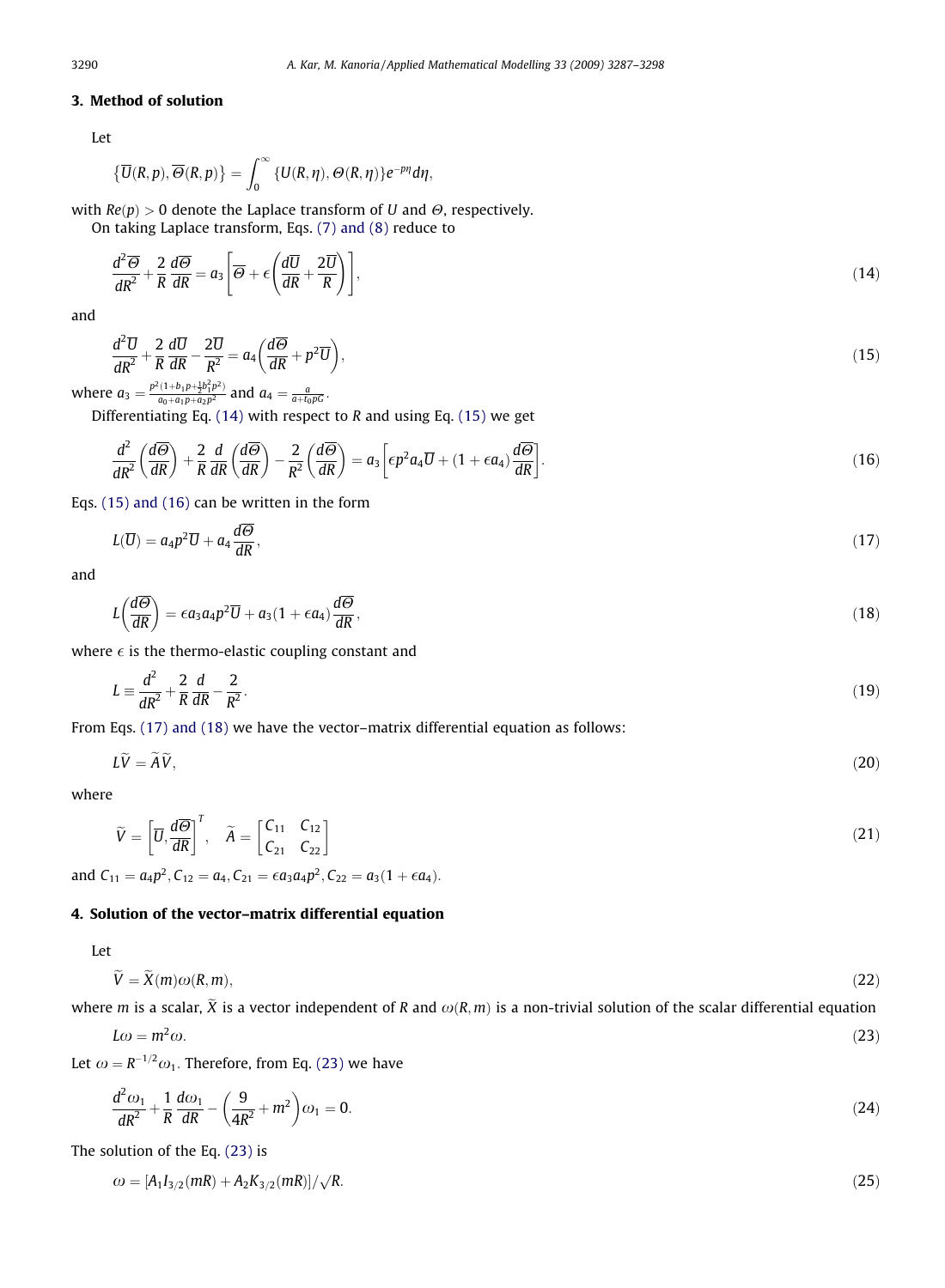## 3. Method of solution

Let

$$\{\overline{U}(R,p), \overline{\Theta}(R,p)\} = \int_0^\infty \{U(R,\eta), \Theta(R,\eta)\} e^{-p\eta} d\eta,$$

with $Re(p) > 0$ denote the Laplace transform of $U$ and $\Theta$, respectively.

On taking Laplace transform, Eqs. (7) and (8) reduce to

$$\frac{d^2\overline{\Theta}}{dR^2} + \frac{2}{R}\frac{d\overline{\Theta}}{dR} = a_3\left[\overline{\Theta} + \epsilon\left(\frac{d\overline{U}}{dR} + \frac{2\overline{U}}{R}\right)\right], \tag{14}$$

and

$$\frac{d^2\overline{U}}{dR^2} + \frac{2}{R}\frac{d\overline{U}}{dR} - \frac{2\overline{U}}{R^2} = a_4\left(\frac{d\overline{\Theta}}{dR} + p^2\overline{U}\right), \tag{15}$$

where $a_3 = \frac{p^2(1+b_1 p + \frac{1}{2}b_1^2 p^2)}{a_0 + a_1 p + a_2 p^2}$ and $a_4 = \frac{a}{a + t_0 pG}$.

Differentiating Eq. (14) with respect to $R$ and using Eq. (15) we get

$$\frac{d^2}{dR^2}\left(\frac{d\overline{\Theta}}{dR}\right) + \frac{2}{R}\frac{d}{dR}\left(\frac{d\overline{\Theta}}{dR}\right) - \frac{2}{R^2}\left(\frac{d\overline{\Theta}}{dR}\right) = a_3\left[\epsilon p^2 a_4 \overline{U} + (1 + \epsilon a_4)\frac{d\overline{\Theta}}{dR}\right]. \tag{16}$$

Eqs. (15) and (16) can be written in the form

$$L(\overline{U}) = a_4 p^2 \overline{U} + a_4 \frac{d\overline{\Theta}}{dR}, \tag{17}$$

and

$$L\left(\frac{d\overline{\Theta}}{dR}\right) = \epsilon a_3 a_4 p^2 \overline{U} + a_3(1 + \epsilon a_4)\frac{d\overline{\Theta}}{dR}, \tag{18}$$

where $\epsilon$ is the thermo-elastic coupling constant and

$$L \equiv \frac{d^2}{dR^2} + \frac{2}{R}\frac{d}{dR} - \frac{2}{R^2}. \tag{19}$$

From Eqs. (17) and (18) we have the vector–matrix differential equation as follows:

$$L\widetilde{V} = \widetilde{A}\widetilde{V}, \tag{20}$$

where

$$\widetilde{V} = \left[\overline{U}, \frac{d\overline{\Theta}}{dR}\right]^T, \quad \widetilde{A} = \begin{bmatrix} C_{11} & C_{12} \\ C_{21} & C_{22} \end{bmatrix} \tag{21}$$

and $C_{11} = a_4 p^2, C_{12} = a_4, C_{21} = \epsilon a_3 a_4 p^2, C_{22} = a_3(1 + \epsilon a_4)$.

## 4. Solution of the vector–matrix differential equation

Let

$$\widetilde{V} = \widetilde{X}(m)\omega(R,m), \tag{22}$$

where $m$ is a scalar, $\widetilde{X}$ is a vector independent of $R$ and $\omega(R,m)$ is a non-trivial solution of the scalar differential equation

$$L\omega = m^2\omega. \tag{23}$$

Let $\omega = R^{-1/2}\omega_1$. Therefore, from Eq. (23) we have

$$\frac{d^2\omega_1}{dR^2} + \frac{1}{R}\frac{d\omega_1}{dR} - \left(\frac{9}{4R^2} + m^2\right)\omega_1 = 0. \tag{24}$$

The solution of the Eq. (23) is

$$\omega = [A_1 I_{3/2}(mR) + A_2 K_{3/2}(mR)]/\sqrt{R}. \tag{25}$$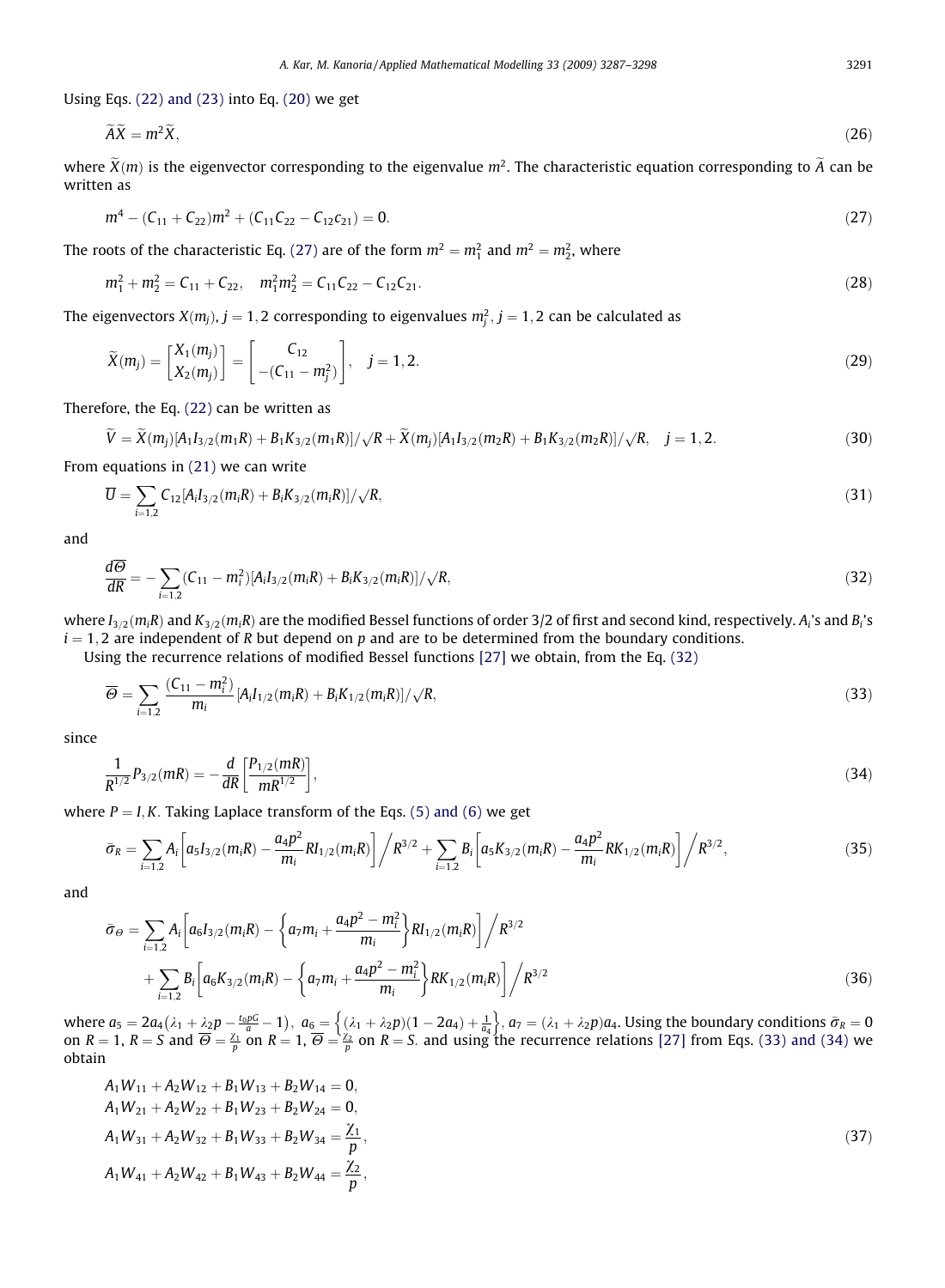Using Eqs. (22) and (23) into Eq. (20) we get

$$\widetilde{A}\widetilde{X} = m^2\widetilde{X}, \tag{26}$$

where $\widetilde{X}(m)$ is the eigenvector corresponding to the eigenvalue $m^2$. The characteristic equation corresponding to $\widetilde{A}$ can be written as

$$m^4 - (C_{11} + C_{22})m^2 + (C_{11}C_{22} - C_{12}c_{21}) = 0. \tag{27}$$

The roots of the characteristic Eq. (27) are of the form $m^2 = m_1^2$ and $m^2 = m_2^2$, where

$$m_1^2 + m_2^2 = C_{11} + C_{22}, \quad m_1^2 m_2^2 = C_{11}C_{22} - C_{12}C_{21}. \tag{28}$$

The eigenvectors $X(m_j)$, $j = 1, 2$ corresponding to eigenvalues $m_j^2$, $j = 1, 2$ can be calculated as

$$\widetilde{X}(m_j) = \begin{bmatrix} X_1(m_j) \\ X_2(m_j) \end{bmatrix} = \begin{bmatrix} C_{12} \\ -(C_{11} - m_j^2) \end{bmatrix}, \quad j = 1, 2. \tag{29}$$

Therefore, the Eq. (22) can be written as

$$\widetilde{V} = \widetilde{X}(m_j)[A_1 I_{3/2}(m_1 R) + B_1 K_{3/2}(m_1 R)]/\sqrt{R} + \widetilde{X}(m_j)[A_1 I_{3/2}(m_2 R) + B_1 K_{3/2}(m_2 R)]/\sqrt{R}, \quad j = 1, 2. \tag{30}$$

From equations in (21) we can write

$$\overline{U} = \sum_{i=1,2} C_{12}[A_i I_{3/2}(m_i R) + B_i K_{3/2}(m_i R)]/\sqrt{R}, \tag{31}$$

and

$$\frac{d\overline{\Theta}}{dR} = -\sum_{i=1,2}(C_{11} - m_i^2)[A_i I_{3/2}(m_i R) + B_i K_{3/2}(m_i R)]/\sqrt{R}, \tag{32}$$

where $I_{3/2}(m_i R)$ and $K_{3/2}(m_i R)$ are the modified Bessel functions of order 3/2 of first and second kind, respectively. $A_i$'s and $B_i$'s $i = 1, 2$ are independent of $R$ but depend on $p$ and are to be determined from the boundary conditions.

Using the recurrence relations of modified Bessel functions [27] we obtain, from the Eq. (32)

$$\overline{\Theta} = \sum_{i=1,2} \frac{(C_{11} - m_i^2)}{m_i}[A_i I_{1/2}(m_i R) + B_i K_{1/2}(m_i R)]/\sqrt{R}, \tag{33}$$

since

$$\frac{1}{R^{1/2}} P_{3/2}(mR) = -\frac{d}{dR}\left[\frac{P_{1/2}(mR)}{mR^{1/2}}\right], \tag{34}$$

where $P = I, K$. Taking Laplace transform of the Eqs. (5) and (6) we get

$$\bar{\sigma}_R = \sum_{i=1,2} A_i\left[a_5 I_{3/2}(m_i R) - \frac{a_4 p^2}{m_i} R I_{1/2}(m_i R)\right]\Big/R^{3/2} + \sum_{i=1,2} B_i\left[a_5 K_{3/2}(m_i R) - \frac{a_4 p^2}{m_i} R K_{1/2}(m_i R)\right]\Big/R^{3/2}, \tag{35}$$

and

$$\begin{aligned}\bar{\sigma}_\Theta = &\sum_{i=1,2} A_i\left[a_6 I_{3/2}(m_i R) - \left\{a_7 m_i + \frac{a_4 p^2 - m_i^2}{m_i}\right\} R I_{1/2}(m_i R)\right]\Big/R^{3/2} \\ &+ \sum_{i=1,2} B_i\left[a_6 K_{3/2}(m_i R) - \left\{a_7 m_i + \frac{a_4 p^2 - m_i^2}{m_i}\right\} R K_{1/2}(m_i R)\right]\Big/R^{3/2}\end{aligned} \tag{36}$$

where $a_5 = 2a_4\left(\lambda_1 + \lambda_2 p - \frac{t_0 pG}{a} - 1\right)$, $a_6 = \left\{(\lambda_1 + \lambda_2 p)(1 - 2a_4) + \frac{1}{a_4}\right\}$, $a_7 = (\lambda_1 + \lambda_2 p)a_4$. Using the boundary conditions $\bar{\sigma}_R = 0$ on $R = 1$, $R = S$ and $\overline{\Theta} = \frac{\chi_1}{p}$ on $R = 1$, $\overline{\Theta} = \frac{\chi_2}{p}$ on $R = S$. and using the recurrence relations [27] from Eqs. (33) and (34) we obtain

$$\begin{aligned} &A_1 W_{11} + A_2 W_{12} + B_1 W_{13} + B_2 W_{14} = 0, \\ &A_1 W_{21} + A_2 W_{22} + B_1 W_{23} + B_2 W_{24} = 0, \\ &A_1 W_{31} + A_2 W_{32} + B_1 W_{33} + B_2 W_{34} = \frac{\chi_1}{p}, \\ &A_1 W_{41} + A_2 W_{42} + B_1 W_{43} + B_2 W_{44} = \frac{\chi_2}{p}, \end{aligned} \tag{37}$$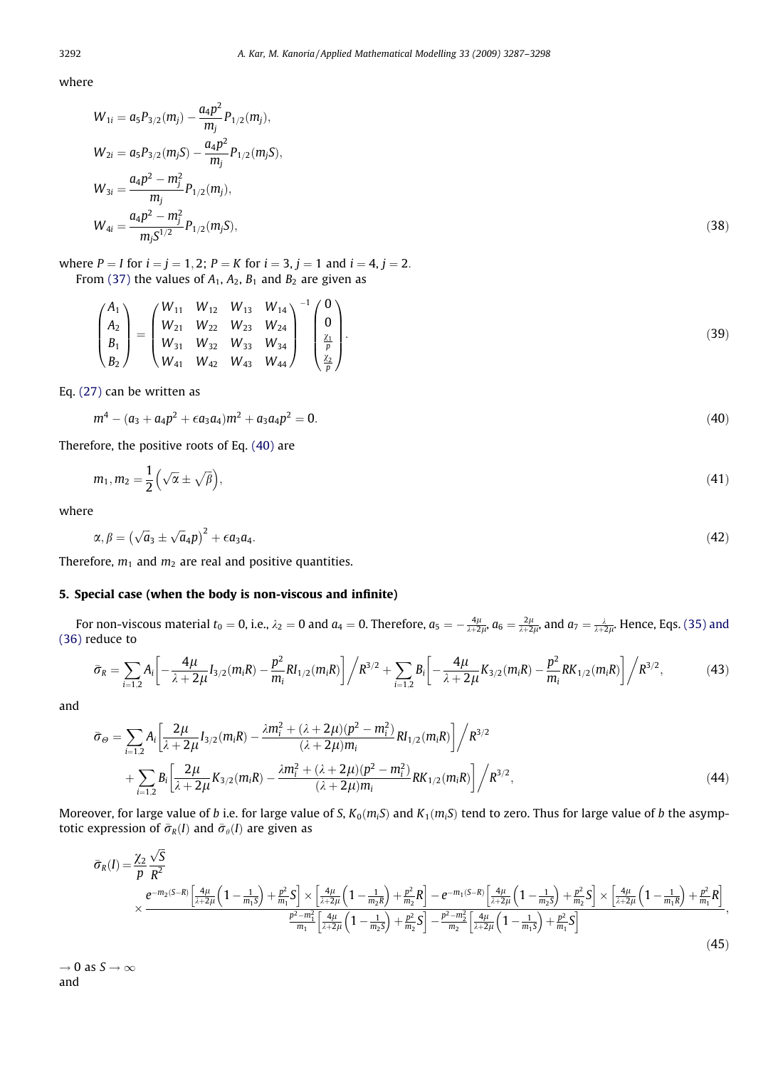where

$$
\begin{aligned}
W_{1i} &= a_5 P_{3/2}(m_j) - \frac{a_4 p^2}{m_j} P_{1/2}(m_j), \\
W_{2i} &= a_5 P_{3/2}(m_j S) - \frac{a_4 p^2}{m_j} P_{1/2}(m_j S), \\
W_{3i} &= \frac{a_4 p^2 - m_j^2}{m_j} P_{1/2}(m_j), \\
W_{4i} &= \frac{a_4 p^2 - m_j^2}{m_j S^{1/2}} P_{1/2}(m_j S),
\end{aligned}
\tag{38}
$$

where $P = I$ for $i = j = 1, 2$; $P = K$ for $i = 3, j = 1$ and $i = 4, j = 2$.

From (37) the values of $A_1$, $A_2$, $B_1$ and $B_2$ are given as

$$
\begin{pmatrix} A_1 \\ A_2 \\ B_1 \\ B_2 \end{pmatrix} = \begin{pmatrix} W_{11} & W_{12} & W_{13} & W_{14} \\ W_{21} & W_{22} & W_{23} & W_{24} \\ W_{31} & W_{32} & W_{33} & W_{34} \\ W_{41} & W_{42} & W_{43} & W_{44} \end{pmatrix}^{-1} \begin{pmatrix} 0 \\ 0 \\ \frac{\chi_1}{p} \\ \frac{\chi_2}{p} \end{pmatrix}.
\tag{39}
$$

Eq. (27) can be written as

$$
m^4 - (a_3 + a_4 p^2 + \epsilon a_3 a_4) m^2 + a_3 a_4 p^2 = 0.
\tag{40}
$$

Therefore, the positive roots of Eq. (40) are

$$
m_1, m_2 = \frac{1}{2}\left(\sqrt{\alpha} \pm \sqrt{\beta}\right),
\tag{41}
$$

where

$$
\alpha, \beta = \left(\sqrt{a}_3 \pm \sqrt{a}_4 p\right)^2 + \epsilon a_3 a_4.
\tag{42}
$$

Therefore, $m_1$ and $m_2$ are real and positive quantities.

## 5. Special case (when the body is non-viscous and infinite)

For non-viscous material $t_0 = 0$, i.e., $\lambda_2 = 0$ and $a_4 = 0$. Therefore, $a_5 = -\frac{4\mu}{\lambda+2\mu}$, $a_6 = \frac{2\mu}{\lambda+2\mu}$, and $a_7 = \frac{\lambda}{\lambda+2\mu}$. Hence, Eqs. (35) and (36) reduce to

$$
\bar{\sigma}_R = \sum_{i=1,2} A_i \left[ -\frac{4\mu}{\lambda+2\mu} I_{3/2}(m_i R) - \frac{p^2}{m_i} R I_{1/2}(m_i R) \right] \Big/ R^{3/2} + \sum_{i=1,2} B_i \left[ -\frac{4\mu}{\lambda+2\mu} K_{3/2}(m_i R) - \frac{p^2}{m_i} R K_{1/2}(m_i R) \right] \Big/ R^{3/2},
\tag{43}
$$

and

$$
\begin{aligned}
\bar{\sigma}_\Theta = &\sum_{i=1,2} A_i \left[ \frac{2\mu}{\lambda+2\mu} I_{3/2}(m_i R) - \frac{\lambda m_i^2 + (\lambda+2\mu)(p^2 - m_i^2)}{(\lambda+2\mu) m_i} R I_{1/2}(m_i R) \right] \Big/ R^{3/2} \\
&+ \sum_{i=1,2} B_i \left[ \frac{2\mu}{\lambda+2\mu} K_{3/2}(m_i R) - \frac{\lambda m_i^2 + (\lambda+2\mu)(p^2 - m_i^2)}{(\lambda+2\mu) m_i} R K_{1/2}(m_i R) \right] \Big/ R^{3/2},
\end{aligned}
\tag{44}
$$

Moreover, for large value of $b$ i.e. for large value of $S$, $K_0(m_i S)$ and $K_1(m_i S)$ tend to zero. Thus for large value of $b$ the asymptotic expression of $\bar{\sigma}_R(I)$ and $\bar{\sigma}_\theta(I)$ are given as

$$
\bar{\sigma}_R(I) = \frac{\chi_2}{p} \frac{\sqrt{S}}{R^2} \times \frac{e^{-m_2(S-R)} \left[ \frac{4\mu}{\lambda+2\mu}\left(1 - \frac{1}{m_1 S}\right) + \frac{p^2}{m_1} S \right] \times \left[ \frac{4\mu}{\lambda+2\mu}\left(1 - \frac{1}{m_2 R}\right) + \frac{p^2}{m_2} R \right] - e^{-m_1(S-R)} \left[ \frac{4\mu}{\lambda+2\mu}\left(1 - \frac{1}{m_2 S}\right) + \frac{p^2}{m_2} S \right] \times \left[ \frac{4\mu}{\lambda+2\mu}\left(1 - \frac{1}{m_1 R}\right) + \frac{p^2}{m_1} R \right]}{\frac{p^2 - m_1^2}{m_1} \left[ \frac{4\mu}{\lambda+2\mu}\left(1 - \frac{1}{m_2 S}\right) + \frac{p^2}{m_2} S \right] - \frac{p^2 - m_2^2}{m_2} \left[ \frac{4\mu}{\lambda+2\mu}\left(1 - \frac{1}{m_1 S}\right) + \frac{p^2}{m_1} S \right]},
\tag{45}
$$

$\rightarrow 0$ as $S \rightarrow \infty$

and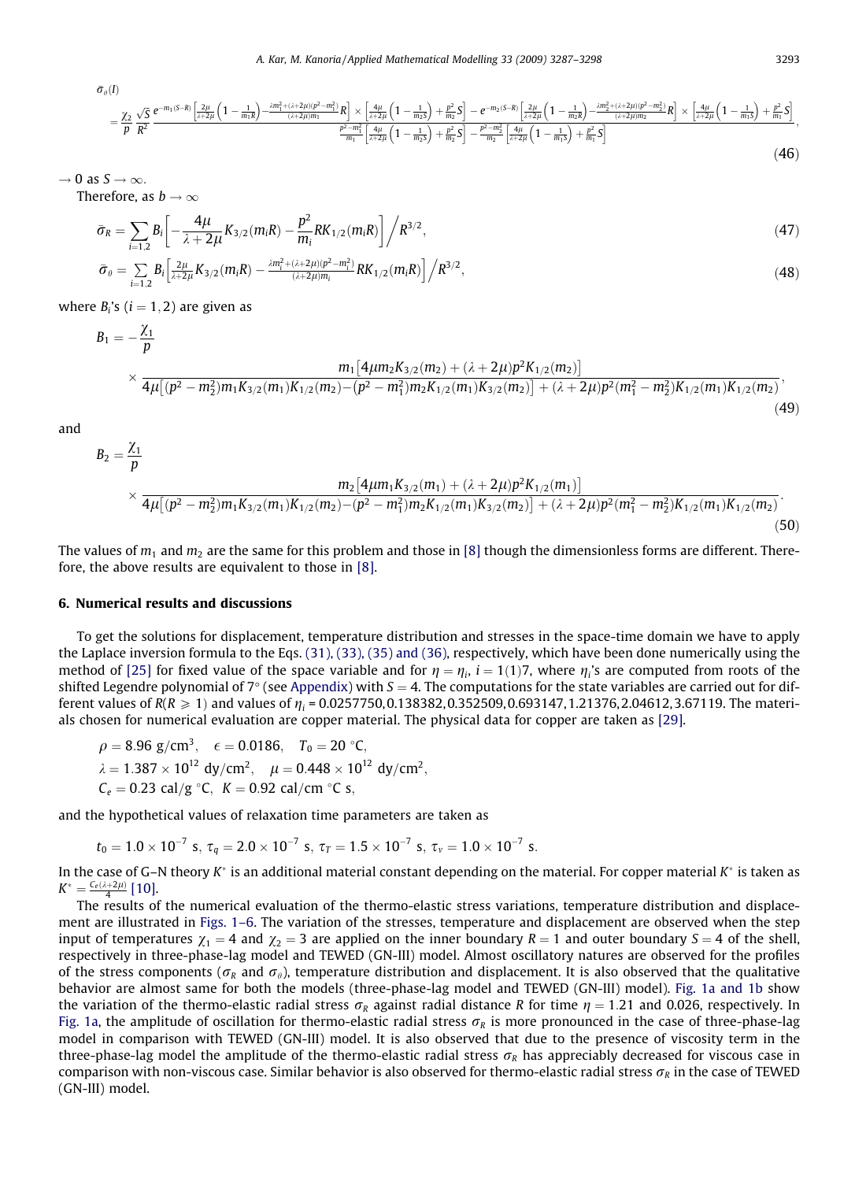$$\bar{\sigma}_\theta(I) = \frac{\chi_2}{p}\frac{\sqrt{S}}{R^2}\frac{e^{-m_1(S-R)}\left[\frac{2\mu}{\lambda+2\mu}\left(1-\frac{1}{m_1R}\right)-\frac{\lambda m_1^2+(\lambda+2\mu)(p^2-m_1^2)}{(\lambda+2\mu)m_1}R\right]\times\left[\frac{4\mu}{\lambda+2\mu}\left(1-\frac{1}{m_2S}\right)+\frac{p^2}{m_2}S\right]-e^{-m_2(S-R)}\left[\frac{2\mu}{\lambda+2\mu}\left(1-\frac{1}{m_2R}\right)-\frac{\lambda m_2^2+(\lambda+2\mu)(p^2-m_2^2)}{(\lambda+2\mu)m_2}R\right]\times\left[\frac{4\mu}{\lambda+2\mu}\left(1-\frac{1}{m_1S}\right)+\frac{p^2}{m_1}S\right]}{\frac{p^2-m_1^2}{m_1}\left[\frac{4\mu}{\lambda+2\mu}\left(1-\frac{1}{m_2S}\right)+\frac{p^2}{m_2}S\right]-\frac{p^2-m_2^2}{m_2}\left[\frac{4\mu}{\lambda+2\mu}\left(1-\frac{1}{m_1S}\right)+\frac{p^2}{m_1}S\right]}, \tag{46}$$

$\to 0$ as $S \to \infty$.

Therefore, as $b \to \infty$

$$\bar{\sigma}_R = \sum_{i=1,2} B_i\left[-\frac{4\mu}{\lambda+2\mu}K_{3/2}(m_iR) - \frac{p^2}{m_i}RK_{1/2}(m_iR)\right]\Big/R^{3/2}, \tag{47}$$

$$\bar{\sigma}_\theta = \sum_{i=1,2} B_i\left[\frac{2\mu}{\lambda+2\mu}K_{3/2}(m_iR) - \frac{\lambda m_i^2+(\lambda+2\mu)(p^2-m_i^2)}{(\lambda+2\mu)m_i}RK_{1/2}(m_iR)\right]\Big/R^{3/2}, \tag{48}$$

where $B_i$'s $(i = 1, 2)$ are given as

$$B_1 = -\frac{\chi_1}{p} \times \frac{m_1[4\mu m_2 K_{3/2}(m_2) + (\lambda+2\mu)p^2K_{1/2}(m_2)]}{4\mu[(p^2-m_2^2)m_1K_{3/2}(m_1)K_{1/2}(m_2) - (p^2-m_1^2)m_2K_{1/2}(m_1)K_{3/2}(m_2)] + (\lambda+2\mu)p^2(m_1^2-m_2^2)K_{1/2}(m_1)K_{1/2}(m_2)}, \tag{49}$$

and

$$B_2 = \frac{\chi_1}{p} \times \frac{m_2[4\mu m_1 K_{3/2}(m_1) + (\lambda+2\mu)p^2K_{1/2}(m_1)]}{4\mu[(p^2-m_2^2)m_1K_{3/2}(m_1)K_{1/2}(m_2) - (p^2-m_1^2)m_2K_{1/2}(m_1)K_{3/2}(m_2)] + (\lambda+2\mu)p^2(m_1^2-m_2^2)K_{1/2}(m_1)K_{1/2}(m_2)}. \tag{50}$$

The values of $m_1$ and $m_2$ are the same for this problem and those in [8] though the dimensionless forms are different. Therefore, the above results are equivalent to those in [8].

## 6. Numerical results and discussions

To get the solutions for displacement, temperature distribution and stresses in the space-time domain we have to apply the Laplace inversion formula to the Eqs. (31), (33), (35) and (36), respectively, which have been done numerically using the method of [25] for fixed value of the space variable and for $\eta = \eta_i$, $i = 1(1)7$, where $\eta_i$'s are computed from roots of the shifted Legendre polynomial of 7° (see Appendix) with $S = 4$. The computations for the state variables are carried out for different values of $R(R \geqslant 1)$ and values of $\eta_i$ = 0.0257750, 0.138382, 0.352509, 0.693147, 1.21376, 2.04612, 3.67119. The materials chosen for numerical evaluation are copper material. The physical data for copper are taken as [29].

$\rho = 8.96$ g/cm$^3$, $\epsilon = 0.0186$, $T_0 = 20$ °C,
$\lambda = 1.387 \times 10^{12}$ dy/cm$^2$, $\mu = 0.448 \times 10^{12}$ dy/cm$^2$,
$C_e = 0.23$ cal/g °C, $K = 0.92$ cal/cm °C s,

and the hypothetical values of relaxation time parameters are taken as

$t_0 = 1.0 \times 10^{-7}$ s, $\tau_q = 2.0 \times 10^{-7}$ s, $\tau_T = 1.5 \times 10^{-7}$ s, $\tau_v = 1.0 \times 10^{-7}$ s.

In the case of G–N theory $K^*$ is an additional material constant depending on the material. For copper material $K^*$ is taken as $K^* = \frac{C_e(\lambda+2\mu)}{4}$ [10].

The results of the numerical evaluation of the thermo-elastic stress variations, temperature distribution and displacement are illustrated in Figs. 1–6. The variation of the stresses, temperature and displacement are observed when the step input of temperatures $\chi_1 = 4$ and $\chi_2 = 3$ are applied on the inner boundary $R = 1$ and outer boundary $S = 4$ of the shell, respectively in three-phase-lag model and TEWED (GN-III) model. Almost oscillatory natures are observed for the profiles of the stress components ($\sigma_R$ and $\sigma_\theta$), temperature distribution and displacement. It is also observed that the qualitative behavior are almost same for both the models (three-phase-lag model and TEWED (GN-III) model). Fig. 1a and 1b show the variation of the thermo-elastic radial stress $\sigma_R$ against radial distance $R$ for time $\eta = 1.21$ and 0.026, respectively. In Fig. 1a, the amplitude of oscillation for thermo-elastic radial stress $\sigma_R$ is more pronounced in the case of three-phase-lag model in comparison with TEWED (GN-III) model. It is also observed that due to the presence of viscosity term in the three-phase-lag model the amplitude of the thermo-elastic radial stress $\sigma_R$ has appreciably decreased for viscous case in comparison with non-viscous case. Similar behavior is also observed for thermo-elastic radial stress $\sigma_R$ in the case of TEWED (GN-III) model.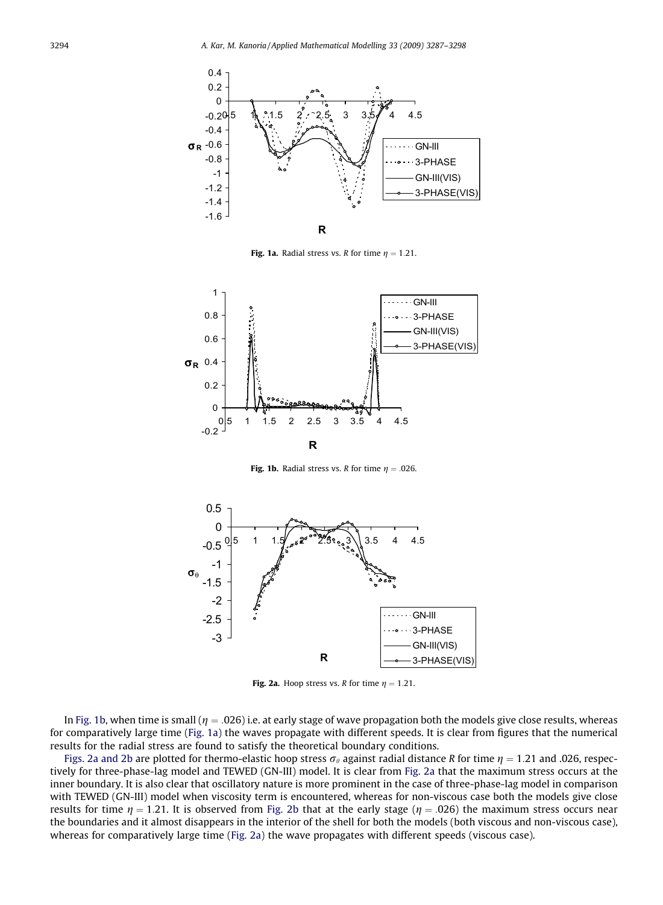**Fig. 1a.** Radial stress vs. $R$ for time $\eta = 1.21$.

**Fig. 1b.** Radial stress vs. $R$ for time $\eta = .026$.

**Fig. 2a.** Hoop stress vs. $R$ for time $\eta = 1.21$.

In Fig. 1b, when time is small ($\eta = .026$) i.e. at early stage of wave propagation both the models give close results, whereas for comparatively large time (Fig. 1a) the waves propagate with different speeds. It is clear from figures that the numerical results for the radial stress are found to satisfy the theoretical boundary conditions.

Figs. 2a and 2b are plotted for thermo-elastic hoop stress $\sigma_\theta$ against radial distance $R$ for time $\eta = 1.21$ and .026, respectively for three-phase-lag model and TEWED (GN-III) model. It is clear from Fig. 2a that the maximum stress occurs at the inner boundary. It is also clear that oscillatory nature is more prominent in the case of three-phase-lag model in comparison with TEWED (GN-III) model when viscosity term is encountered, whereas for non-viscous case both the models give close results for time $\eta = 1.21$. It is observed from Fig. 2b that at the early stage ($\eta = .026$) the maximum stress occurs near the boundaries and it almost disappears in the interior of the shell for both the models (both viscous and non-viscous case), whereas for comparatively large time (Fig. 2a) the wave propagates with different speeds (viscous case).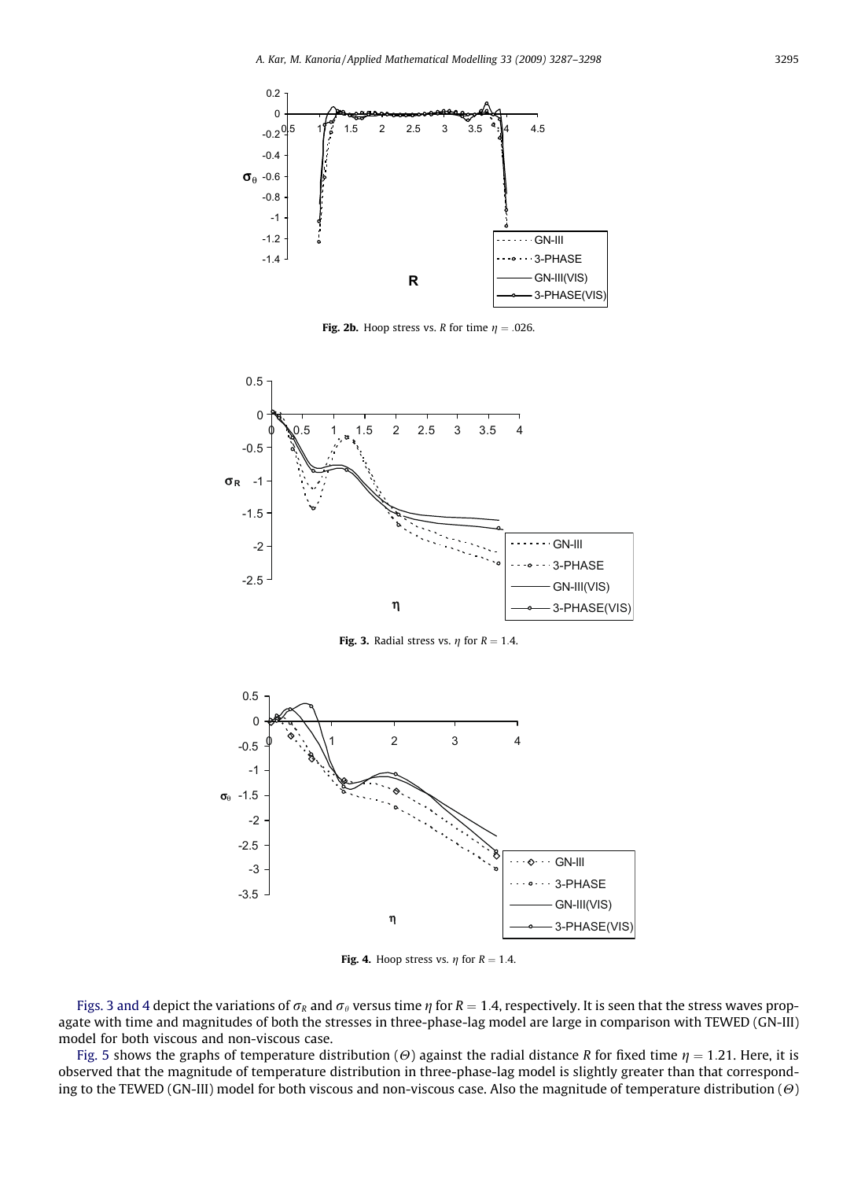**Fig. 2b.** Hoop stress vs. $R$ for time $\eta = .026$.

**Fig. 3.** Radial stress vs. $\eta$ for $R = 1.4$.

**Fig. 4.** Hoop stress vs. $\eta$ for $R = 1.4$.

Figs. 3 and 4 depict the variations of $\sigma_R$ and $\sigma_\theta$ versus time $\eta$ for $R = 1.4$, respectively. It is seen that the stress waves propagate with time and magnitudes of both the stresses in three-phase-lag model are large in comparison with TEWED (GN-III) model for both viscous and non-viscous case.

Fig. 5 shows the graphs of temperature distribution ($\Theta$) against the radial distance $R$ for fixed time $\eta = 1.21$. Here, it is observed that the magnitude of temperature distribution in three-phase-lag model is slightly greater than that corresponding to the TEWED (GN-III) model for both viscous and non-viscous case. Also the magnitude of temperature distribution ($\Theta$)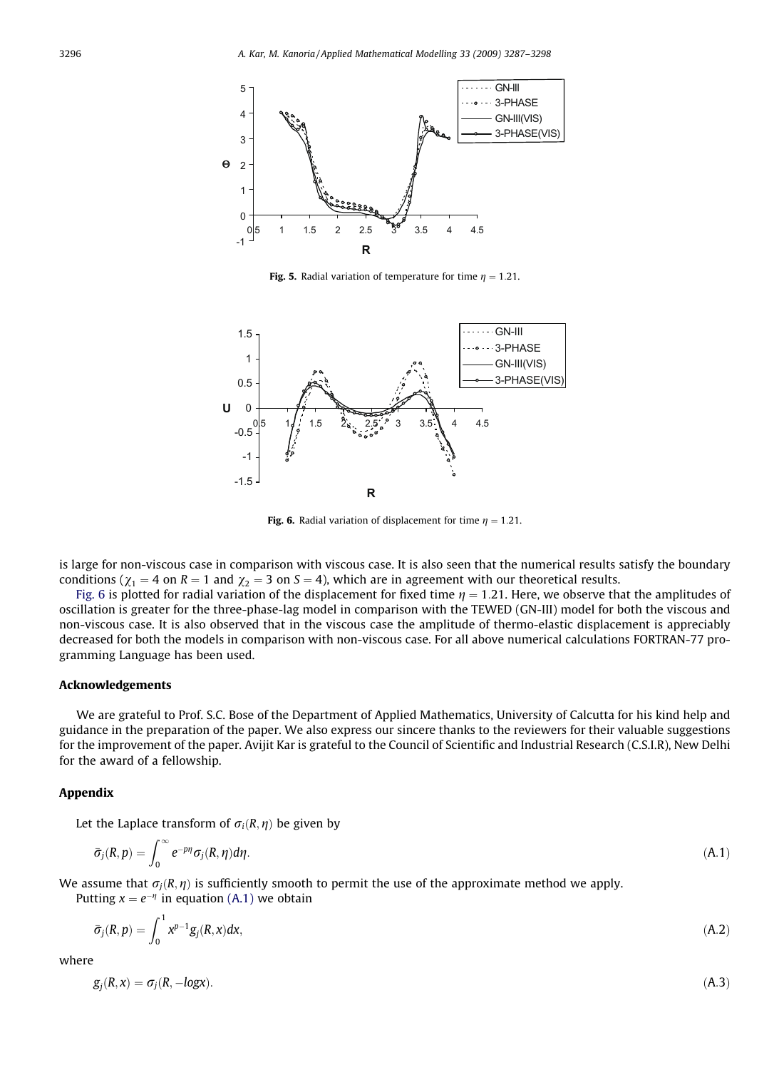Fig. 5. Radial variation of temperature for time $\eta = 1.21$.

Fig. 6. Radial variation of displacement for time $\eta = 1.21$.

is large for non-viscous case in comparison with viscous case. It is also seen that the numerical results satisfy the boundary conditions ($\chi_1 = 4$ on $R = 1$ and $\chi_2 = 3$ on $S = 4$), which are in agreement with our theoretical results.

Fig. 6 is plotted for radial variation of the displacement for fixed time $\eta = 1.21$. Here, we observe that the amplitudes of oscillation is greater for the three-phase-lag model in comparison with the TEWED (GN-III) model for both the viscous and non-viscous case. It is also observed that in the viscous case the amplitude of thermo-elastic displacement is appreciably decreased for both the models in comparison with non-viscous case. For all above numerical calculations FORTRAN-77 programming Language has been used.

## Acknowledgements

We are grateful to Prof. S.C. Bose of the Department of Applied Mathematics, University of Calcutta for his kind help and guidance in the preparation of the paper. We also express our sincere thanks to the reviewers for their valuable suggestions for the improvement of the paper. Avijit Kar is grateful to the Council of Scientific and Industrial Research (C.S.I.R), New Delhi for the award of a fellowship.

## Appendix

Let the Laplace transform of $\sigma_i(R, \eta)$ be given by

$$\bar{\sigma}_j(R, p) = \int_0^\infty e^{-p\eta} \sigma_j(R, \eta) d\eta. \tag{A.1}$$

We assume that $\sigma_j(R, \eta)$ is sufficiently smooth to permit the use of the approximate method we apply.

Putting $x = e^{-\eta}$ in equation (A.1) we obtain

$$\bar{\sigma}_j(R, p) = \int_0^1 x^{p-1} g_j(R, x) dx, \tag{A.2}$$

where

$$g_j(R, x) = \sigma_j(R, -\log x). \tag{A.3}$$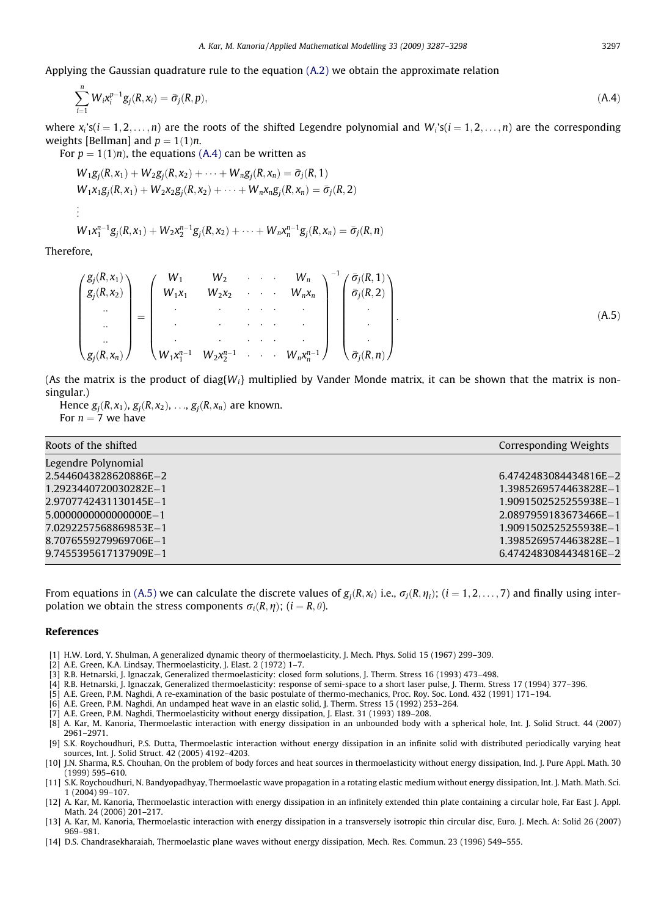Applying the Gaussian quadrature rule to the equation (A.2) we obtain the approximate relation

$$\sum_{i=1}^{n} W_i x_i^{p-1} g_j(R, x_i) = \bar{\sigma}_j(R, p), \tag{A.4}$$

where $x_i$'s$(i = 1, 2, \ldots, n)$ are the roots of the shifted Legendre polynomial and $W_i$'s$(i = 1, 2, \ldots, n)$ are the corresponding weights [Bellman] and $p = 1(1)n$.

For $p = 1(1)n$, the equations (A.4) can be written as

$$W_1 g_j(R, x_1) + W_2 g_j(R, x_2) + \cdots + W_n g_j(R, x_n) = \bar{\sigma}_j(R, 1)$$
$$W_1 x_1 g_j(R, x_1) + W_2 x_2 g_j(R, x_2) + \cdots + W_n x_n g_j(R, x_n) = \bar{\sigma}_j(R, 2)$$
$$\vdots$$
$$W_1 x_1^{n-1} g_j(R, x_1) + W_2 x_2^{n-1} g_j(R, x_2) + \cdots + W_n x_n^{n-1} g_j(R, x_n) = \bar{\sigma}_j(R, n)$$

Therefore,

$$\begin{pmatrix} g_j(R, x_1) \\ g_j(R, x_2) \\ \vdots \\ \vdots \\ \vdots \\ g_j(R, x_n) \end{pmatrix} = \begin{pmatrix} W_1 & W_2 & \cdots & W_n \\ W_1 x_1 & W_2 x_2 & \cdots & W_n x_n \\ \cdot & \cdot & \cdots & \cdot \\ \cdot & \cdot & \cdots & \cdot \\ \cdot & \cdot & \cdots & \cdot \\ W_1 x_1^{n-1} & W_2 x_2^{n-1} & \cdots & W_n x_n^{n-1} \end{pmatrix}^{-1} \begin{pmatrix} \bar{\sigma}_j(R, 1) \\ \bar{\sigma}_j(R, 2) \\ \cdot \\ \cdot \\ \cdot \\ \bar{\sigma}_j(R, n) \end{pmatrix}. \tag{A.5}$$

(As the matrix is the product of diag$\{W_i\}$ multiplied by Vander Monde matrix, it can be shown that the matrix is non-singular.)

Hence $g_j(R, x_1)$, $g_j(R, x_2)$, ..., $g_j(R, x_n)$ are known.

For $n = 7$ we have

| Roots of the shifted Legendre Polynomial | Corresponding Weights |
|---|---|
| 2.5446043828620886E−2 | 6.4742483084434816E−2 |
| 1.2923440720030282E−1 | 1.3985269574463828E−1 |
| 2.9707742431130145E−1 | 1.9091502525255938E−1 |
| 5.0000000000000000E−1 | 2.0897959183673466E−1 |
| 7.0292257568869853E−1 | 1.9091502525255938E−1 |
| 8.7076559279969706E−1 | 1.3985269574463828E−1 |
| 9.7455395617137909E−1 | 6.4742483084434816E−2 |

From equations in (A.5) we can calculate the discrete values of $g_j(R, x_i)$ i.e., $\sigma_j(R, \eta_i)$; $(i = 1, 2, \ldots, 7)$ and finally using interpolation we obtain the stress components $\sigma_i(R, \eta)$; $(i = R, \theta)$.

## References

[1] H.W. Lord, Y. Shulman, A generalized dynamic theory of thermoelasticity, J. Mech. Phys. Solid 15 (1967) 299–309.

[2] A.E. Green, K.A. Lindsay, Thermoelasticity, J. Elast. 2 (1972) 1–7.

[3] R.B. Hetnarski, J. Ignaczak, Generalized thermoelasticity: closed form solutions, J. Therm. Stress 16 (1993) 473–498.

[4] R.B. Hetnarski, J. Ignaczak, Generalized thermoelasticity: response of semi-space to a short laser pulse, J. Therm. Stress 17 (1994) 377–396.

[5] A.E. Green, P.M. Naghdi, A re-examination of the basic postulate of thermo-mechanics, Proc. Roy. Soc. Lond. 432 (1991) 171–194.

[6] A.E. Green, P.M. Naghdi, An undamped heat wave in an elastic solid, J. Therm. Stress 15 (1992) 253–264.

[7] A.E. Green, P.M. Naghdi, Thermoelasticity without energy dissipation, J. Elast. 31 (1993) 189–208.

[8] A. Kar, M. Kanoria, Thermoelastic interaction with energy dissipation in an unbounded body with a spherical hole, Int. J. Solid Struct. 44 (2007) 2961–2971.

[9] S.K. Roychoudhuri, P.S. Dutta, Thermoelastic interaction without energy dissipation in an infinite solid with distributed periodically varying heat sources, Int. J. Solid Struct. 42 (2005) 4192–4203.

[10] J.N. Sharma, R.S. Chouhan, On the problem of body forces and heat sources in thermoelasticity without energy dissipation, Ind. J. Pure Appl. Math. 30 (1999) 595–610.

[11] S.K. Roychoudhuri, N. Bandyopadhyay, Thermoelastic wave propagation in a rotating elastic medium without energy dissipation, Int. J. Math. Math. Sci. 1 (2004) 99–107.

[12] A. Kar, M. Kanoria, Thermoelastic interaction with energy dissipation in an infinitely extended thin plate containing a circular hole, Far East J. Appl. Math. 24 (2006) 201–217.

[13] A. Kar, M. Kanoria, Thermoelastic interaction with energy dissipation in a transversely isotropic thin circular disc, Euro. J. Mech. A: Solid 26 (2007) 969–981.

[14] D.S. Chandrasekharaiah, Thermoelastic plane waves without energy dissipation, Mech. Res. Commun. 23 (1996) 549–555.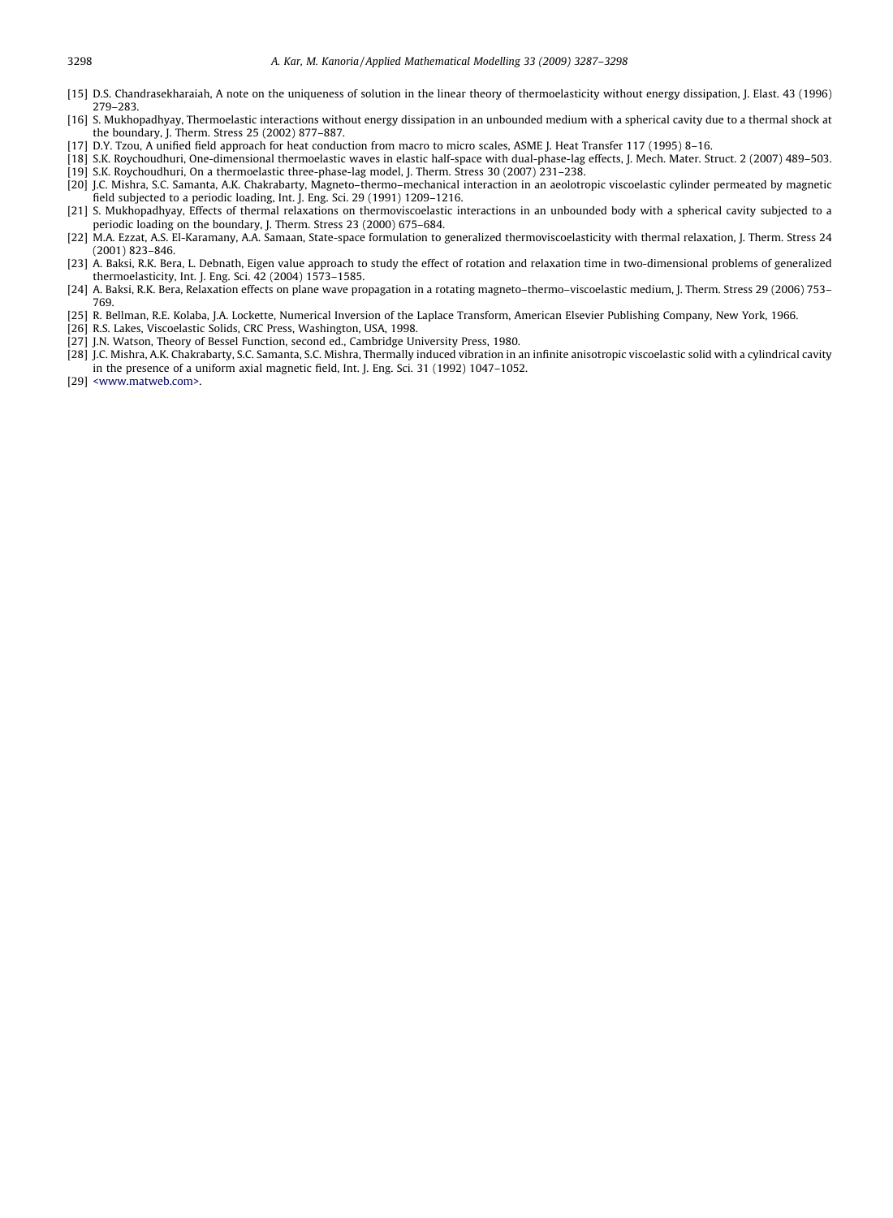[15] D.S. Chandrasekharaiah, A note on the uniqueness of solution in the linear theory of thermoelasticity without energy dissipation, J. Elast. 43 (1996) 279–283.

[16] S. Mukhopadhyay, Thermoelastic interactions without energy dissipation in an unbounded medium with a spherical cavity due to a thermal shock at the boundary, J. Therm. Stress 25 (2002) 877–887.

[17] D.Y. Tzou, A unified field approach for heat conduction from macro to micro scales, ASME J. Heat Transfer 117 (1995) 8–16.

[18] S.K. Roychoudhuri, One-dimensional thermoelastic waves in elastic half-space with dual-phase-lag effects, J. Mech. Mater. Struct. 2 (2007) 489–503.

[19] S.K. Roychoudhuri, On a thermoelastic three-phase-lag model, J. Therm. Stress 30 (2007) 231–238.

[20] J.C. Mishra, S.C. Samanta, A.K. Chakrabarty, Magneto–thermo–mechanical interaction in an aeolotropic viscoelastic cylinder permeated by magnetic field subjected to a periodic loading, Int. J. Eng. Sci. 29 (1991) 1209–1216.

[21] S. Mukhopadhyay, Effects of thermal relaxations on thermoviscoelastic interactions in an unbounded body with a spherical cavity subjected to a periodic loading on the boundary, J. Therm. Stress 23 (2000) 675–684.

[22] M.A. Ezzat, A.S. El-Karamany, A.A. Samaan, State-space formulation to generalized thermoviscoelasticity with thermal relaxation, J. Therm. Stress 24 (2001) 823–846.

[23] A. Baksi, R.K. Bera, L. Debnath, Eigen value approach to study the effect of rotation and relaxation time in two-dimensional problems of generalized thermoelasticity, Int. J. Eng. Sci. 42 (2004) 1573–1585.

[24] A. Baksi, R.K. Bera, Relaxation effects on plane wave propagation in a rotating magneto–thermo–viscoelastic medium, J. Therm. Stress 29 (2006) 753–769.

[25] R. Bellman, R.E. Kolaba, J.A. Lockette, Numerical Inversion of the Laplace Transform, American Elsevier Publishing Company, New York, 1966.

[26] R.S. Lakes, Viscoelastic Solids, CRC Press, Washington, USA, 1998.

[27] J.N. Watson, Theory of Bessel Function, second ed., Cambridge University Press, 1980.

[28] J.C. Mishra, A.K. Chakrabarty, S.C. Samanta, S.C. Mishra, Thermally induced vibration in an infinite anisotropic viscoelastic solid with a cylindrical cavity in the presence of a uniform axial magnetic field, Int. J. Eng. Sci. 31 (1992) 1047–1052.

[29] <www.matweb.com>.